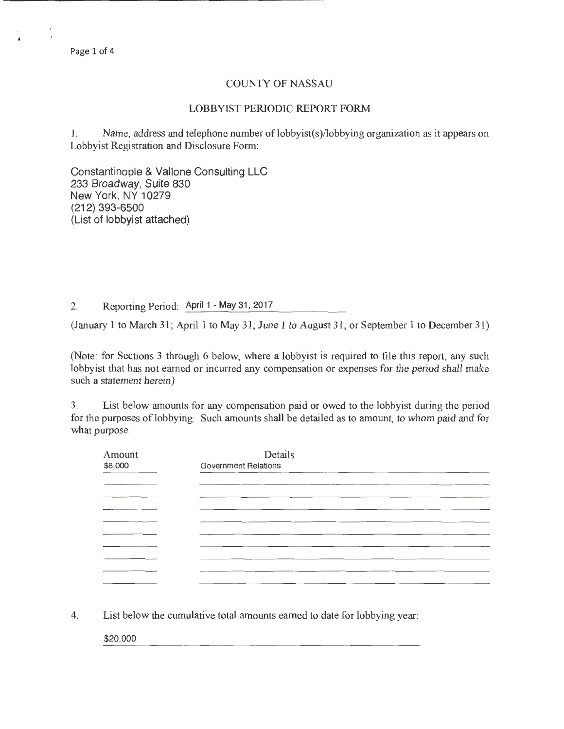# COUNTY OF NASSAU

## LOBBYIST PERIODIC REPORT FORM

1. Name, address and telephone number of lobbyist(s)/lobbying organization as it appears on Lobbyist Registration and Disclosure Form:

Constantinople & Vallone Consulting LLC
233 Broadway, Suite 830
New York, NY 10279
(212) 393-6500
(List of lobbyist attached)

2. Reporting Period: April 1 - May 31, 2017

(January 1 to March 31; April 1 to May 31; June 1 to August 31; or September 1 to December 31)

(Note: for Sections 3 through 6 below, where a lobbyist is required to file this report, any such lobbyist that has not earned or incurred any compensation or expenses for the period shall make such a statement herein)

3. List below amounts for any compensation paid or owed to the lobbyist during the period for the purposes of lobbying. Such amounts shall be detailed as to amount, to whom paid and for what purpose.

| Amount | Details |
|---|---|
| $8,000 | Government Relations |
| | |
| | |
| | |
| | |
| | |
| | |
| | |
| | |

4. List below the cumulative total amounts earned to date for lobbying year:

$20,000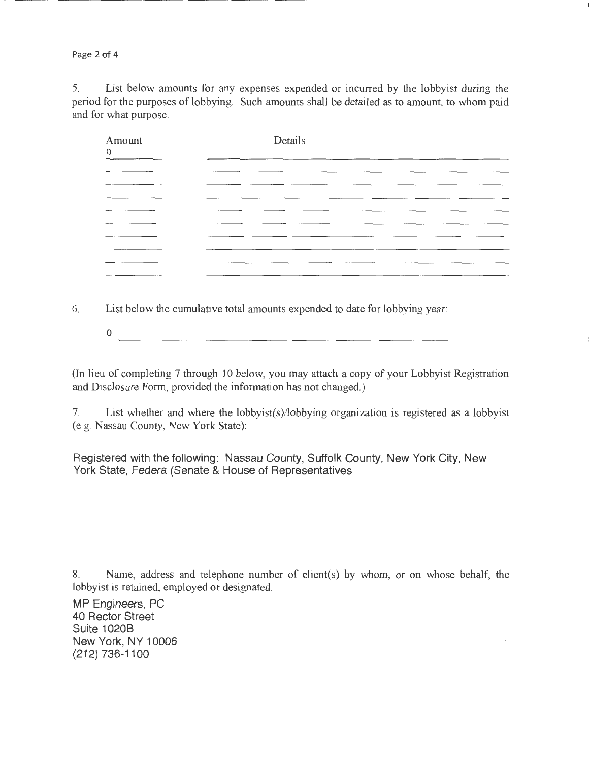5. List below amounts for any expenses expended or incurred by the lobbyist during the period for the purposes of lobbying. Such amounts shall be detailed as to amount, to whom paid and for what purpose.

| Amount | Details |
| --- | --- |
| 0 | |
| | |
| | |
| | |
| | |
| | |
| | |
| | |
| | |
| | |

6. List below the cumulative total amounts expended to date for lobbying year:

0

(In lieu of completing 7 through 10 below, you may attach a copy of your Lobbyist Registration and Disclosure Form, provided the information has not changed.)

7. List whether and where the lobbyist(s)/lobbying organization is registered as a lobbyist (e.g. Nassau County, New York State):

Registered with the following: Nassau County, Suffolk County, New York City, New York State, Federa (Senate & House of Representatives

8. Name, address and telephone number of client(s) by whom, or on whose behalf, the lobbyist is retained, employed or designated.

MP Engineers, PC
40 Rector Street
Suite 1020B
New York, NY 10006
(212) 736-1100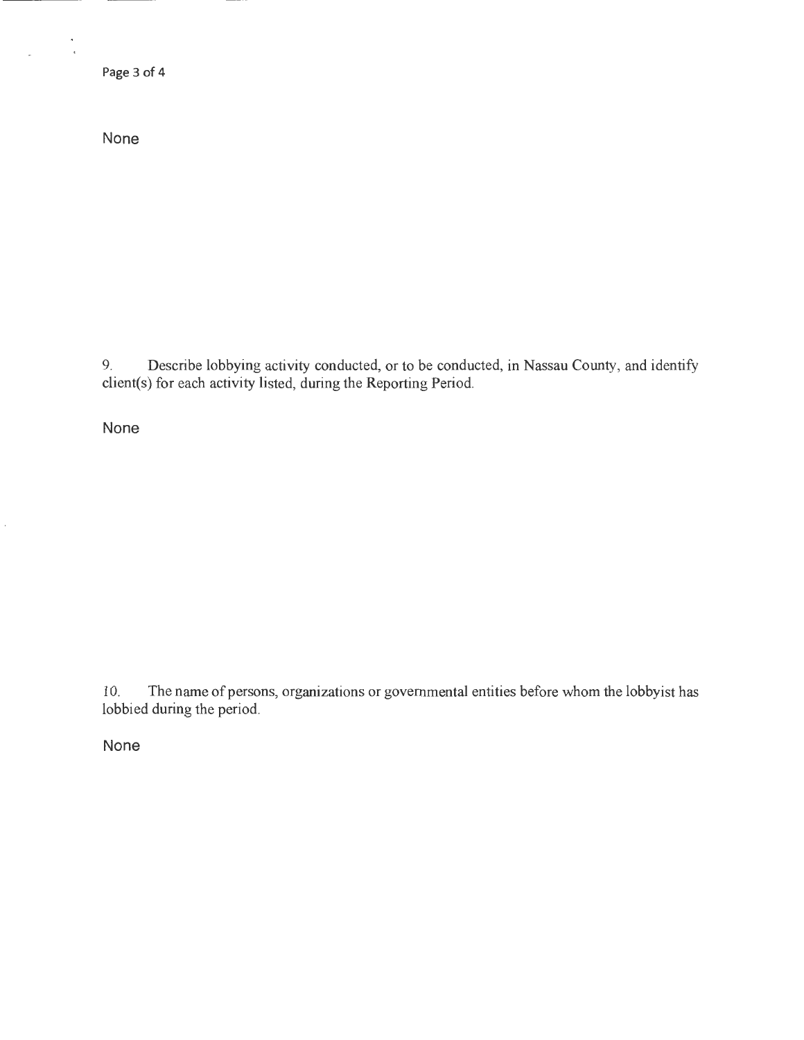None

9. Describe lobbying activity conducted, or to be conducted, in Nassau County, and identify client(s) for each activity listed, during the Reporting Period.

None

10. The name of persons, organizations or governmental entities before whom the lobbyist has lobbied during the period.

None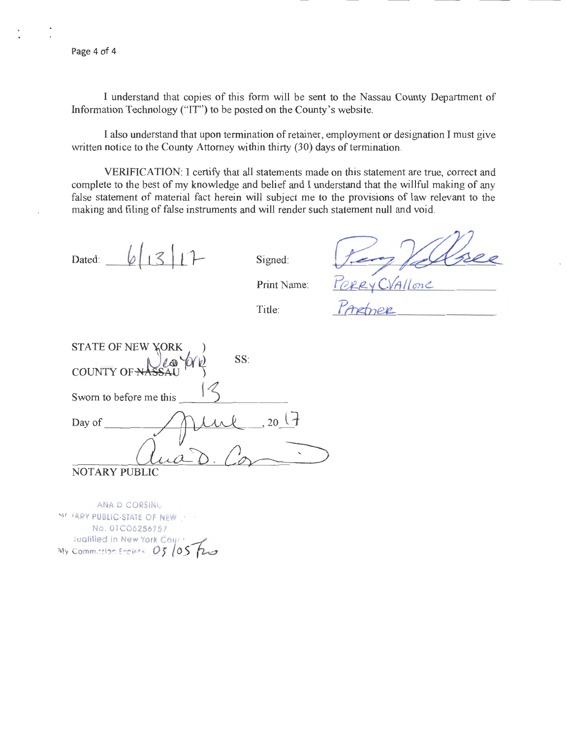I understand that copies of this form will be sent to the Nassau County Department of Information Technology ("IT") to be posted on the County's website.

I also understand that upon termination of retainer, employment or designation I must give written notice to the County Attorney within thirty (30) days of termination.

VERIFICATION: I certify that all statements made on this statement are true, correct and complete to the best of my knowledge and belief and I understand that the willful making of any false statement of material fact herein will subject me to the provisions of law relevant to the making and filing of false instruments and will render such statement null and void.

Dated: 6/13/17

Signed: [signature]

Print Name: Perry C. Vallone

Title: Partner

STATE OF NEW YORK )
) SS:
COUNTY OF ~~NASSAU~~ New York )

Sworn to before me this 13

Day of June, 2017

[signature]

NOTARY PUBLIC

ANA D CORSINO
NOTARY PUBLIC-STATE OF NEW YORK
No. 01CO6256757
Qualified in New York County
My Commission Expires 03/05/20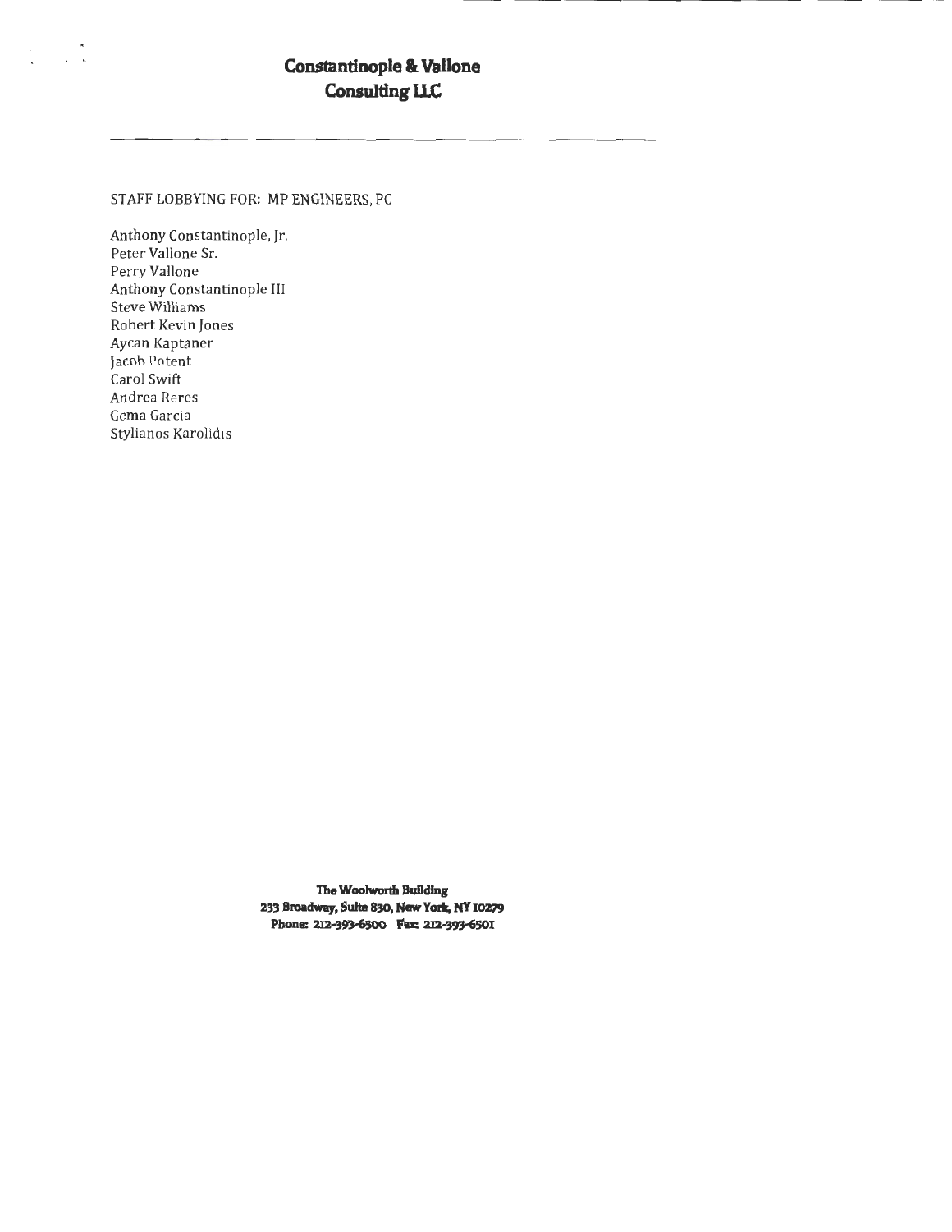# Constantinople & Vallone Consulting LLC

STAFF LOBBYING FOR: MP ENGINEERS, PC

Anthony Constantinople, Jr.
Peter Vallone Sr.
Perry Vallone
Anthony Constantinople III
Steve Williams
Robert Kevin Jones
Aycan Kaptaner
Jacob Potent
Carol Swift
Andrea Reres
Gema Garcia
Stylianos Karolidis

**The Woolworth Building**
**233 Broadway, Suite 830, New York, NY 10279**
**Phone: 212-393-6500 Fax: 212-393-6501**